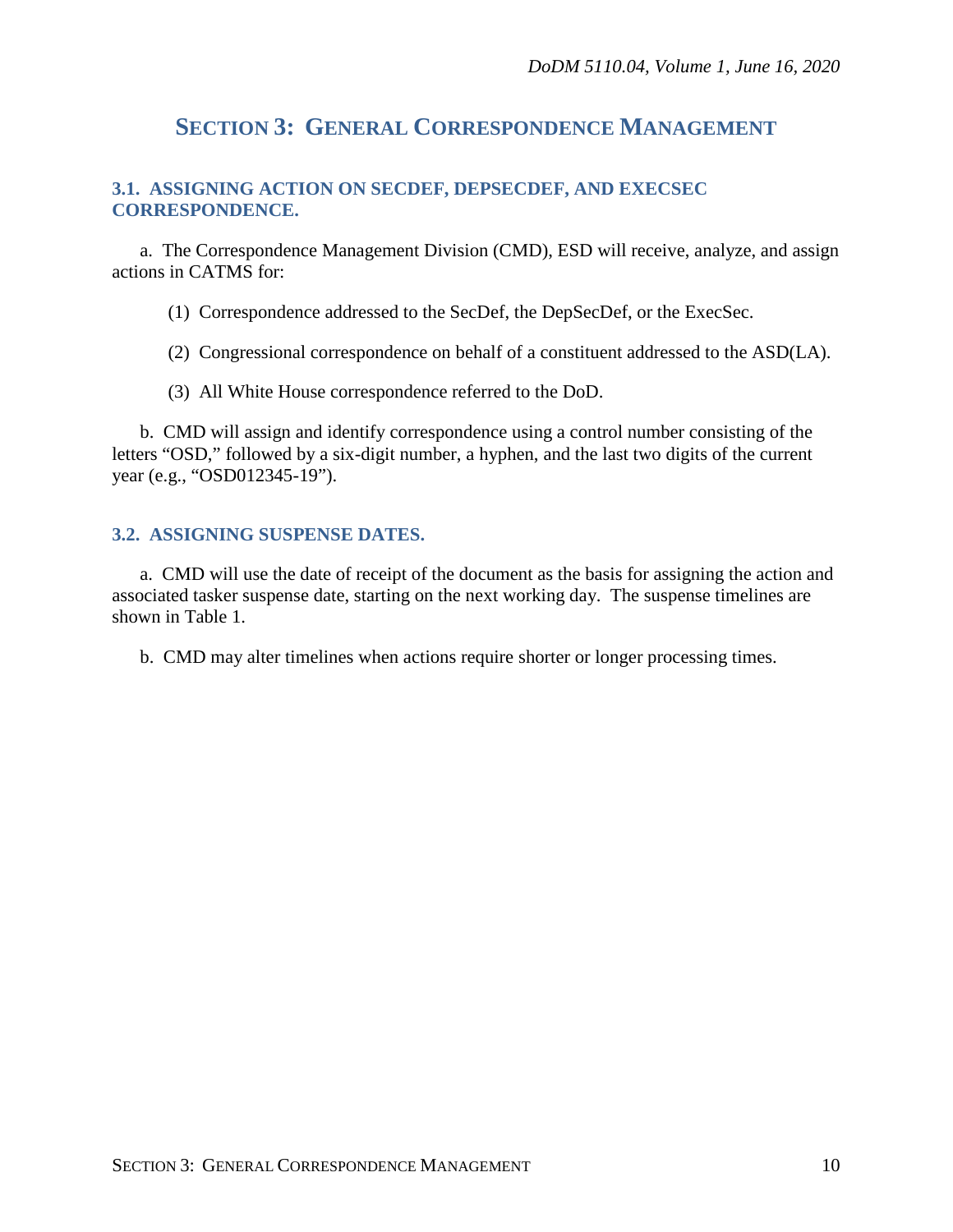# SECTION 3: GENERAL CORRESPONDENCE MANAGEMENT

## 3.1. ASSIGNING ACTION ON SECDEF, DEPSECDEF, AND EXECSEC CORRESPONDENCE.

a. The Correspondence Management Division (CMD), ESD will receive, analyze, and assign actions in CATMS for:

(1) Correspondence addressed to the SecDef, the DepSecDef, or the ExecSec.

(2) Congressional correspondence on behalf of a constituent addressed to the ASD(LA).

(3) All White House correspondence referred to the DoD.

b. CMD will assign and identify correspondence using a control number consisting of the letters "OSD," followed by a six-digit number, a hyphen, and the last two digits of the current year (e.g., "OSD012345-19").

## 3.2. ASSIGNING SUSPENSE DATES.

a. CMD will use the date of receipt of the document as the basis for assigning the action and associated tasker suspense date, starting on the next working day. The suspense timelines are shown in Table 1.

b. CMD may alter timelines when actions require shorter or longer processing times.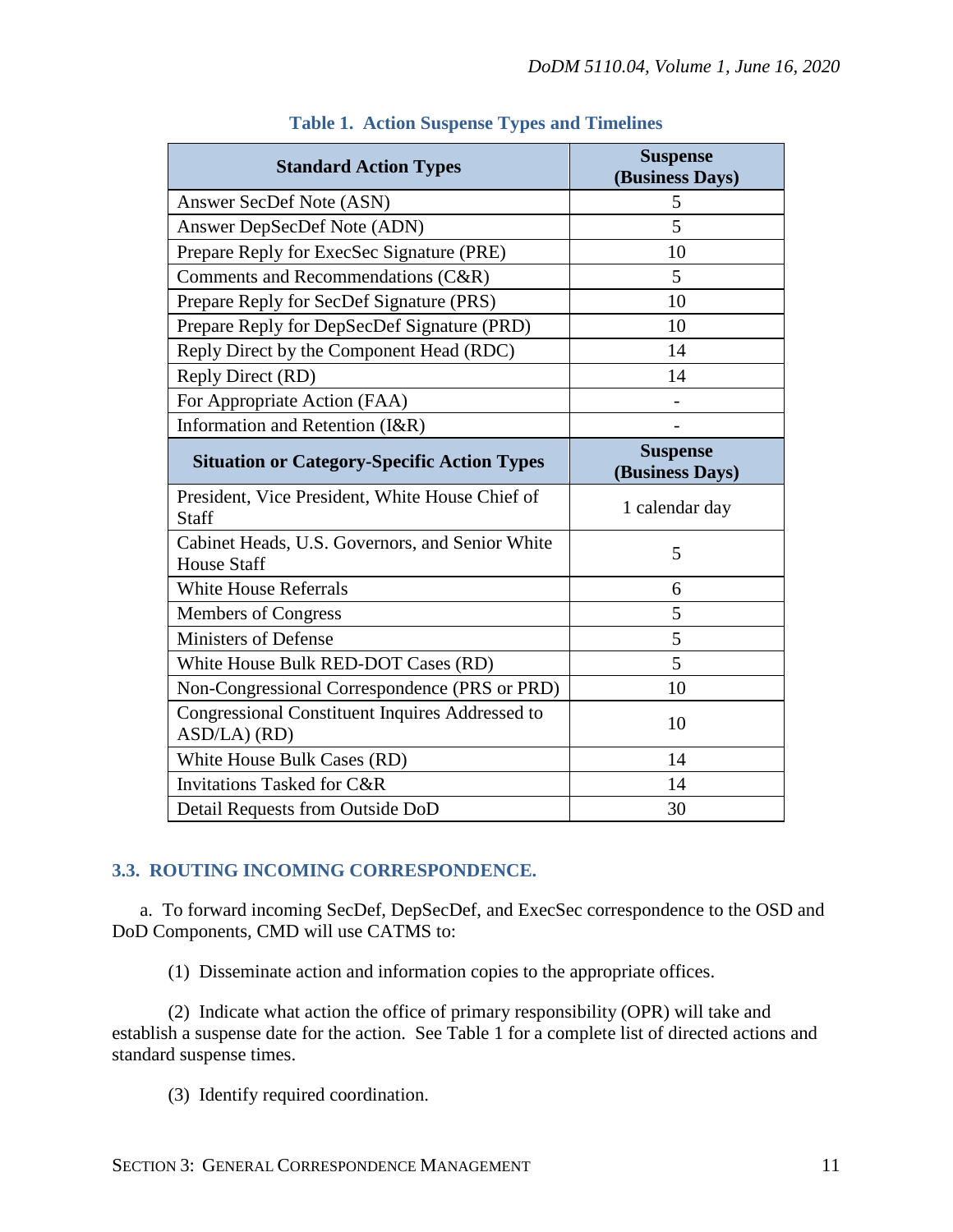**Table 1. Action Suspense Types and Timelines**

| Standard Action Types | Suspense (Business Days) |
|---|---|
| Answer SecDef Note (ASN) | 5 |
| Answer DepSecDef Note (ADN) | 5 |
| Prepare Reply for ExecSec Signature (PRE) | 10 |
| Comments and Recommendations (C&R) | 5 |
| Prepare Reply for SecDef Signature (PRS) | 10 |
| Prepare Reply for DepSecDef Signature (PRD) | 10 |
| Reply Direct by the Component Head (RDC) | 14 |
| Reply Direct (RD) | 14 |
| For Appropriate Action (FAA) | - |
| Information and Retention (I&R) | - |
| **Situation or Category-Specific Action Types** | **Suspense (Business Days)** |
| President, Vice President, White House Chief of Staff | 1 calendar day |
| Cabinet Heads, U.S. Governors, and Senior White House Staff | 5 |
| White House Referrals | 6 |
| Members of Congress | 5 |
| Ministers of Defense | 5 |
| White House Bulk RED-DOT Cases (RD) | 5 |
| Non-Congressional Correspondence (PRS or PRD) | 10 |
| Congressional Constituent Inquires Addressed to ASD/LA) (RD) | 10 |
| White House Bulk Cases (RD) | 14 |
| Invitations Tasked for C&R | 14 |
| Detail Requests from Outside DoD | 30 |

## 3.3. ROUTING INCOMING CORRESPONDENCE.

a. To forward incoming SecDef, DepSecDef, and ExecSec correspondence to the OSD and DoD Components, CMD will use CATMS to:

(1) Disseminate action and information copies to the appropriate offices.

(2) Indicate what action the office of primary responsibility (OPR) will take and establish a suspense date for the action. See Table 1 for a complete list of directed actions and standard suspense times.

(3) Identify required coordination.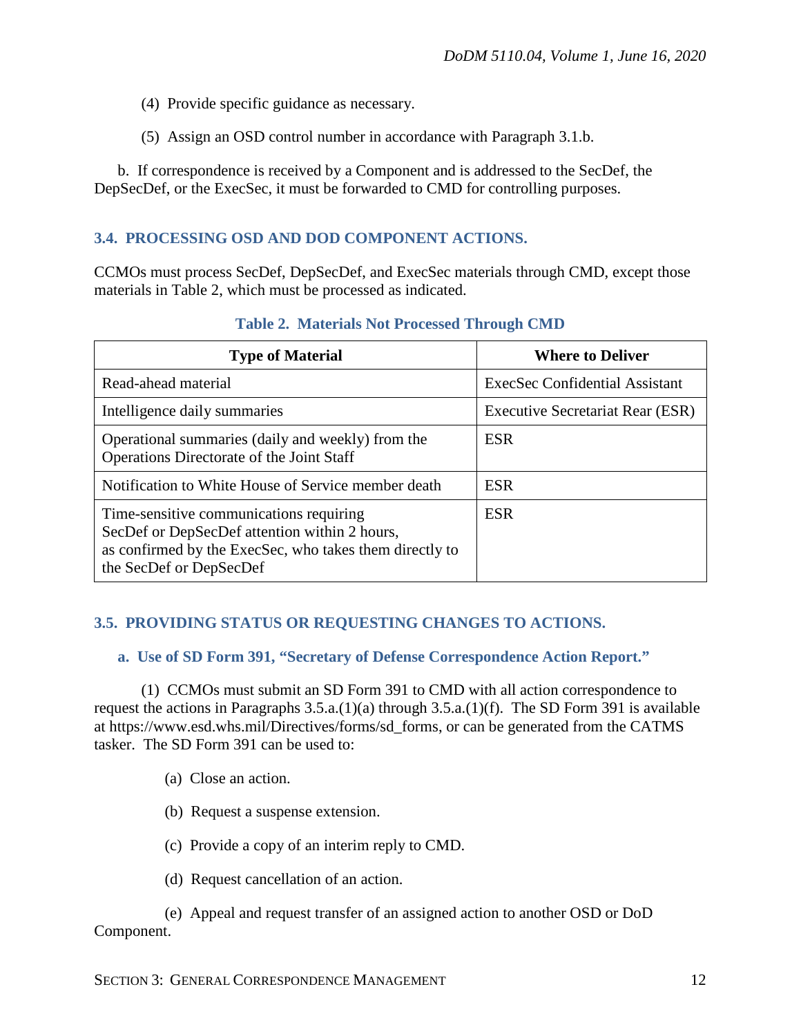(4) Provide specific guidance as necessary.

(5) Assign an OSD control number in accordance with Paragraph 3.1.b.

b. If correspondence is received by a Component and is addressed to the SecDef, the DepSecDef, or the ExecSec, it must be forwarded to CMD for controlling purposes.

## 3.4. PROCESSING OSD AND DOD COMPONENT ACTIONS.

CCMOs must process SecDef, DepSecDef, and ExecSec materials through CMD, except those materials in Table 2, which must be processed as indicated.

**Table 2. Materials Not Processed Through CMD**

| Type of Material | Where to Deliver |
| --- | --- |
| Read-ahead material | ExecSec Confidential Assistant |
| Intelligence daily summaries | Executive Secretariat Rear (ESR) |
| Operational summaries (daily and weekly) from the Operations Directorate of the Joint Staff | ESR |
| Notification to White House of Service member death | ESR |
| Time-sensitive communications requiring SecDef or DepSecDef attention within 2 hours, as confirmed by the ExecSec, who takes them directly to the SecDef or DepSecDef | ESR |

## 3.5. PROVIDING STATUS OR REQUESTING CHANGES TO ACTIONS.

### a. Use of SD Form 391, "Secretary of Defense Correspondence Action Report."

(1) CCMOs must submit an SD Form 391 to CMD with all action correspondence to request the actions in Paragraphs 3.5.a.(1)(a) through 3.5.a.(1)(f). The SD Form 391 is available at https://www.esd.whs.mil/Directives/forms/sd_forms, or can be generated from the CATMS tasker. The SD Form 391 can be used to:

(a) Close an action.

(b) Request a suspense extension.

(c) Provide a copy of an interim reply to CMD.

(d) Request cancellation of an action.

(e) Appeal and request transfer of an assigned action to another OSD or DoD Component.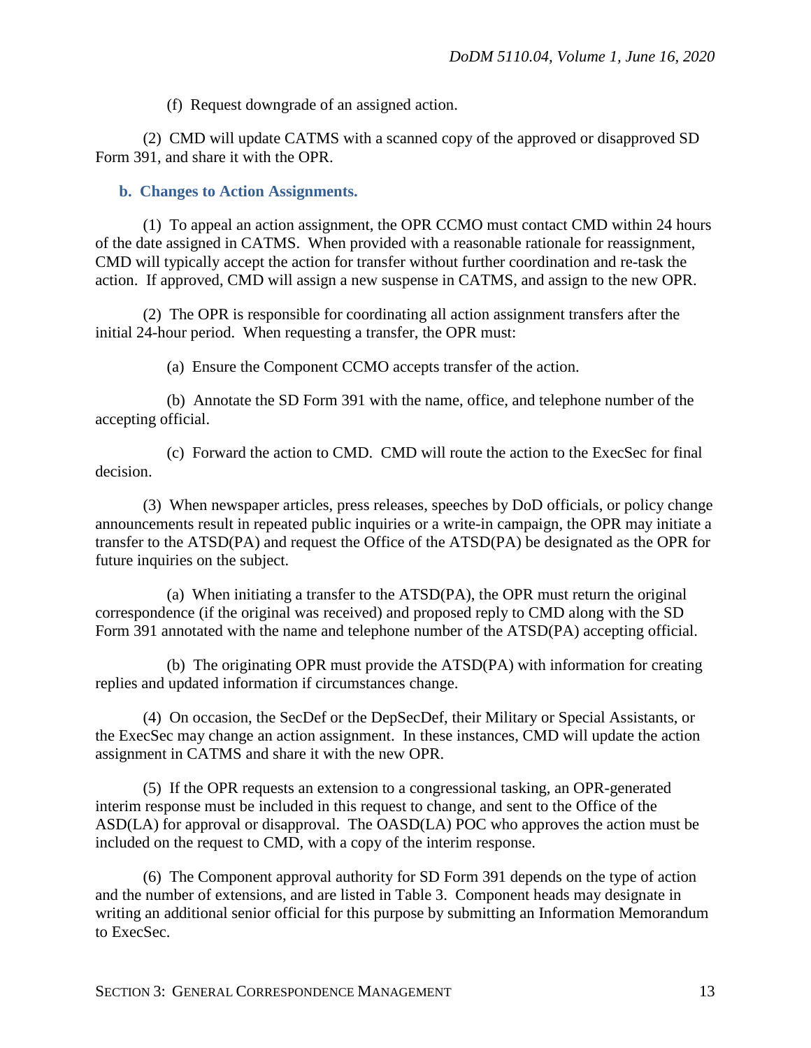(f) Request downgrade of an assigned action.

(2) CMD will update CATMS with a scanned copy of the approved or disapproved SD Form 391, and share it with the OPR.

**b. Changes to Action Assignments.**

(1) To appeal an action assignment, the OPR CCMO must contact CMD within 24 hours of the date assigned in CATMS. When provided with a reasonable rationale for reassignment, CMD will typically accept the action for transfer without further coordination and re-task the action. If approved, CMD will assign a new suspense in CATMS, and assign to the new OPR.

(2) The OPR is responsible for coordinating all action assignment transfers after the initial 24-hour period. When requesting a transfer, the OPR must:

(a) Ensure the Component CCMO accepts transfer of the action.

(b) Annotate the SD Form 391 with the name, office, and telephone number of the accepting official.

(c) Forward the action to CMD. CMD will route the action to the ExecSec for final decision.

(3) When newspaper articles, press releases, speeches by DoD officials, or policy change announcements result in repeated public inquiries or a write-in campaign, the OPR may initiate a transfer to the ATSD(PA) and request the Office of the ATSD(PA) be designated as the OPR for future inquiries on the subject.

(a) When initiating a transfer to the ATSD(PA), the OPR must return the original correspondence (if the original was received) and proposed reply to CMD along with the SD Form 391 annotated with the name and telephone number of the ATSD(PA) accepting official.

(b) The originating OPR must provide the ATSD(PA) with information for creating replies and updated information if circumstances change.

(4) On occasion, the SecDef or the DepSecDef, their Military or Special Assistants, or the ExecSec may change an action assignment. In these instances, CMD will update the action assignment in CATMS and share it with the new OPR.

(5) If the OPR requests an extension to a congressional tasking, an OPR-generated interim response must be included in this request to change, and sent to the Office of the ASD(LA) for approval or disapproval. The OASD(LA) POC who approves the action must be included on the request to CMD, with a copy of the interim response.

(6) The Component approval authority for SD Form 391 depends on the type of action and the number of extensions, and are listed in Table 3. Component heads may designate in writing an additional senior official for this purpose by submitting an Information Memorandum to ExecSec.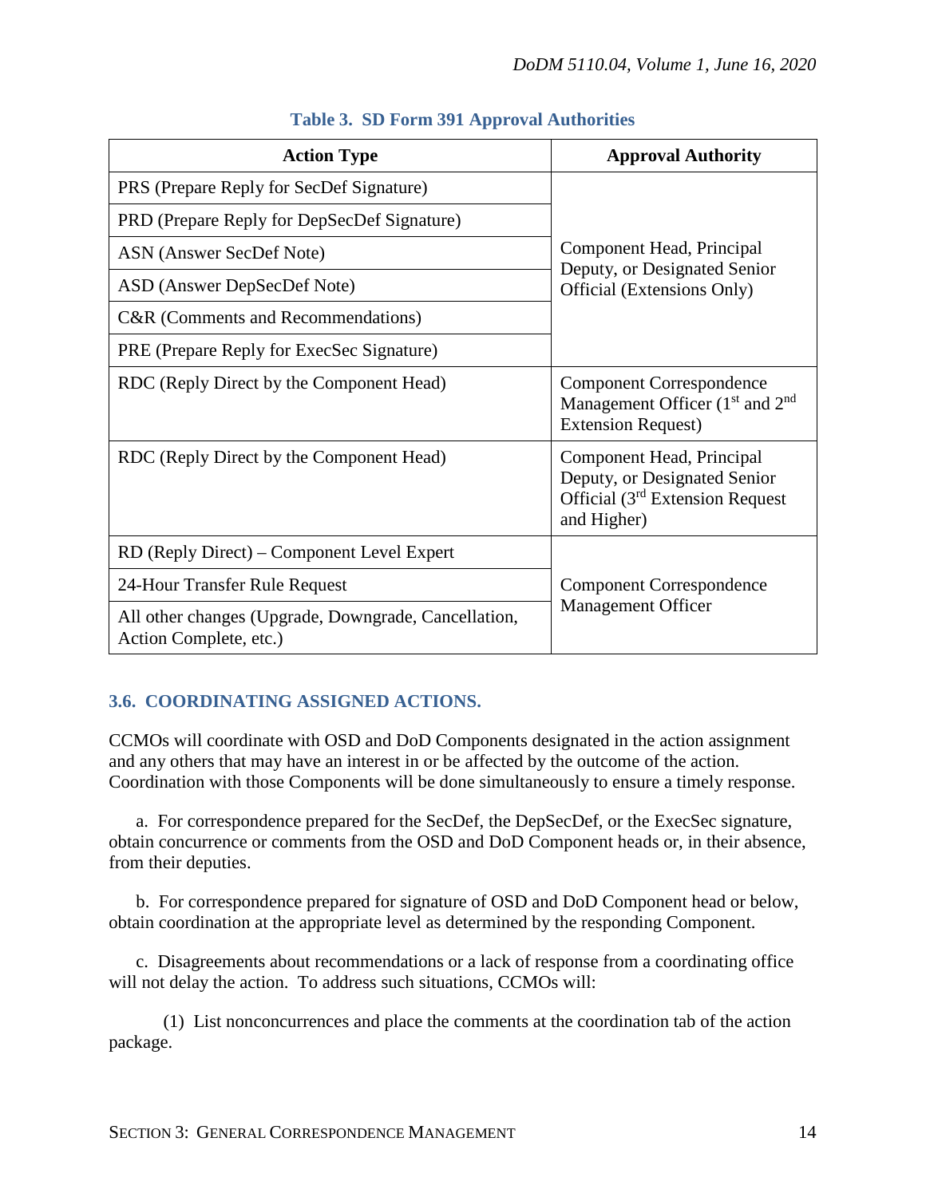**Table 3. SD Form 391 Approval Authorities**

| Action Type | Approval Authority |
|---|---|
| PRS (Prepare Reply for SecDef Signature) | Component Head, Principal Deputy, or Designated Senior Official (Extensions Only) |
| PRD (Prepare Reply for DepSecDef Signature) | |
| ASN (Answer SecDef Note) | |
| ASD (Answer DepSecDef Note) | |
| C&R (Comments and Recommendations) | |
| PRE (Prepare Reply for ExecSec Signature) | |
| RDC (Reply Direct by the Component Head) | Component Correspondence Management Officer (1st and 2nd Extension Request) |
| RDC (Reply Direct by the Component Head) | Component Head, Principal Deputy, or Designated Senior Official (3rd Extension Request and Higher) |
| RD (Reply Direct) – Component Level Expert | Component Correspondence Management Officer |
| 24-Hour Transfer Rule Request | |
| All other changes (Upgrade, Downgrade, Cancellation, Action Complete, etc.) | |

## 3.6. COORDINATING ASSIGNED ACTIONS.

CCMOs will coordinate with OSD and DoD Components designated in the action assignment and any others that may have an interest in or be affected by the outcome of the action. Coordination with those Components will be done simultaneously to ensure a timely response.

a. For correspondence prepared for the SecDef, the DepSecDef, or the ExecSec signature, obtain concurrence or comments from the OSD and DoD Component heads or, in their absence, from their deputies.

b. For correspondence prepared for signature of OSD and DoD Component head or below, obtain coordination at the appropriate level as determined by the responding Component.

c. Disagreements about recommendations or a lack of response from a coordinating office will not delay the action. To address such situations, CCMOs will:

(1) List nonconcurrences and place the comments at the coordination tab of the action package.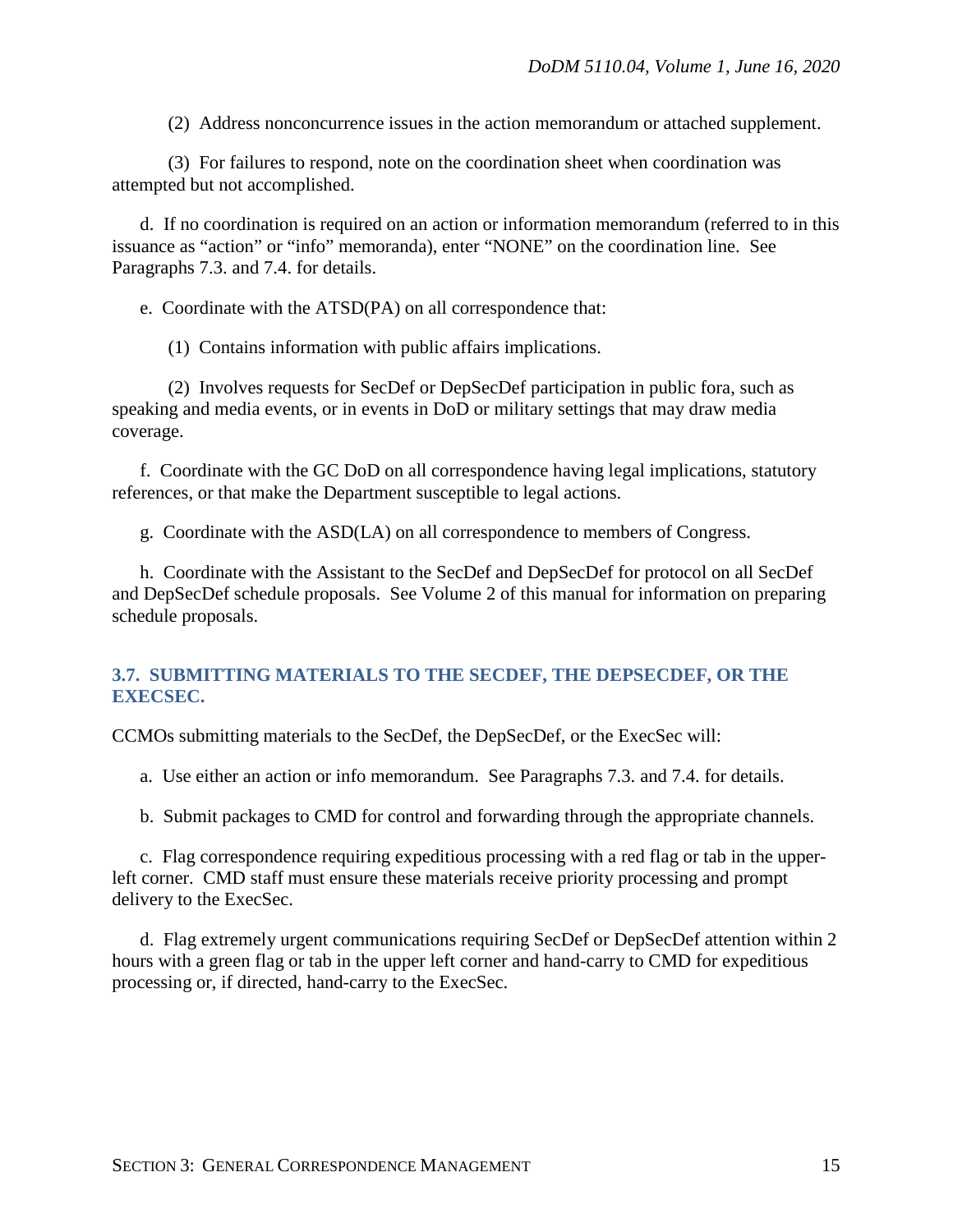(2) Address nonconcurrence issues in the action memorandum or attached supplement.

(3) For failures to respond, note on the coordination sheet when coordination was attempted but not accomplished.

d. If no coordination is required on an action or information memorandum (referred to in this issuance as "action" or "info" memoranda), enter "NONE" on the coordination line. See Paragraphs 7.3. and 7.4. for details.

e. Coordinate with the ATSD(PA) on all correspondence that:

(1) Contains information with public affairs implications.

(2) Involves requests for SecDef or DepSecDef participation in public fora, such as speaking and media events, or in events in DoD or military settings that may draw media coverage.

f. Coordinate with the GC DoD on all correspondence having legal implications, statutory references, or that make the Department susceptible to legal actions.

g. Coordinate with the ASD(LA) on all correspondence to members of Congress.

h. Coordinate with the Assistant to the SecDef and DepSecDef for protocol on all SecDef and DepSecDef schedule proposals. See Volume 2 of this manual for information on preparing schedule proposals.

## 3.7. SUBMITTING MATERIALS TO THE SECDEF, THE DEPSECDEF, OR THE EXECSEC.

CCMOs submitting materials to the SecDef, the DepSecDef, or the ExecSec will:

a. Use either an action or info memorandum. See Paragraphs 7.3. and 7.4. for details.

b. Submit packages to CMD for control and forwarding through the appropriate channels.

c. Flag correspondence requiring expeditious processing with a red flag or tab in the upper-left corner. CMD staff must ensure these materials receive priority processing and prompt delivery to the ExecSec.

d. Flag extremely urgent communications requiring SecDef or DepSecDef attention within 2 hours with a green flag or tab in the upper left corner and hand-carry to CMD for expeditious processing or, if directed, hand-carry to the ExecSec.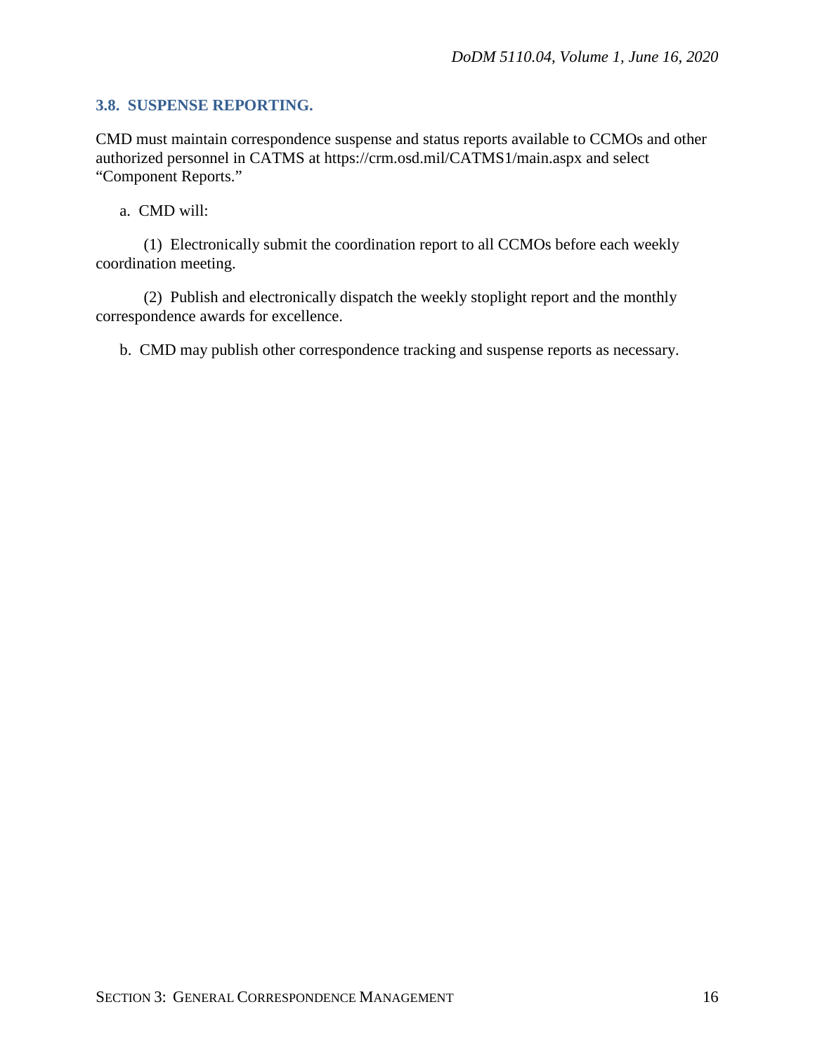### 3.8. SUSPENSE REPORTING.

CMD must maintain correspondence suspense and status reports available to CCMOs and other authorized personnel in CATMS at https://crm.osd.mil/CATMS1/main.aspx and select "Component Reports."

a. CMD will:

(1) Electronically submit the coordination report to all CCMOs before each weekly coordination meeting.

(2) Publish and electronically dispatch the weekly stoplight report and the monthly correspondence awards for excellence.

b. CMD may publish other correspondence tracking and suspense reports as necessary.